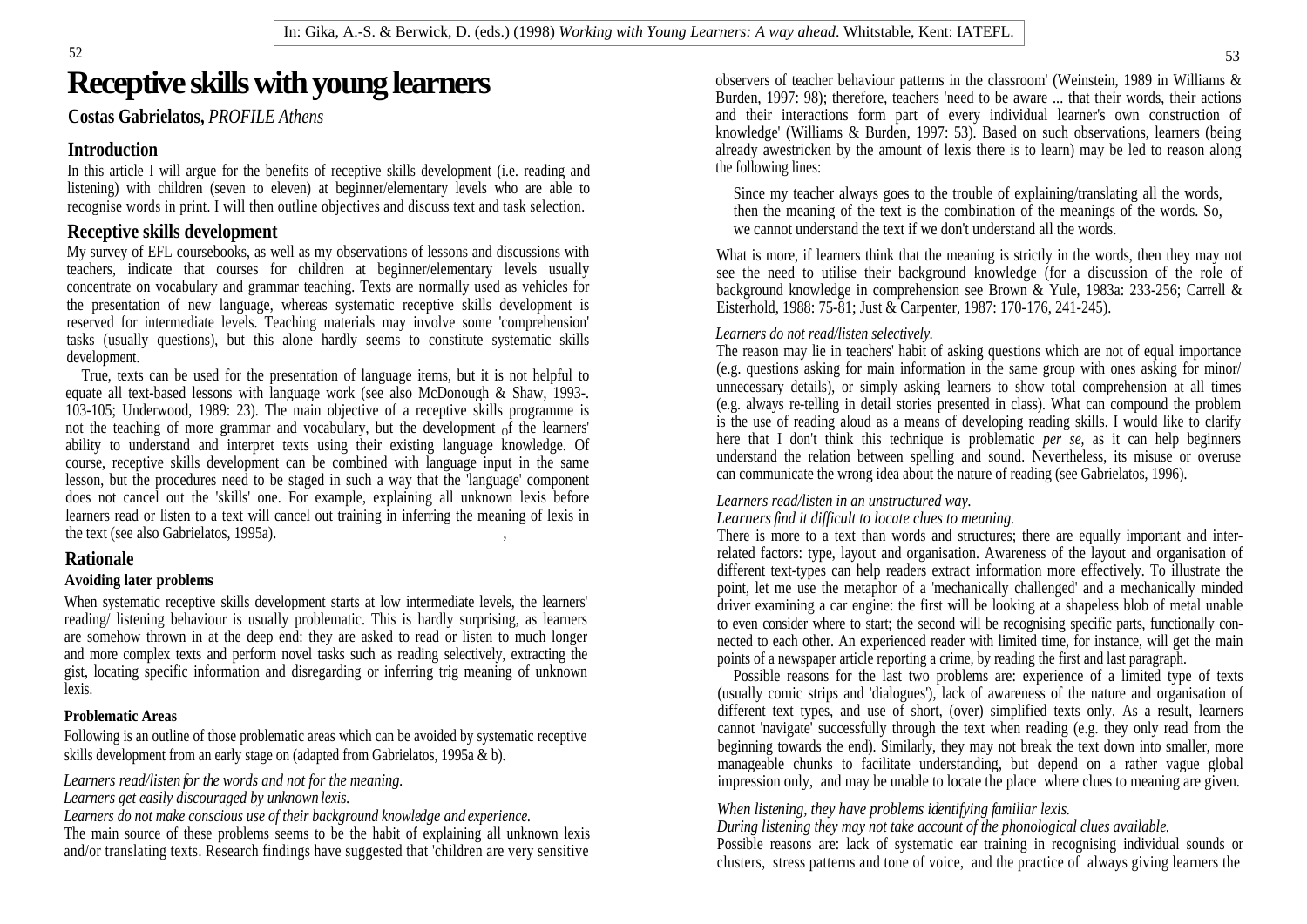In: Gika, A.-S. & Berwick, D. (eds.) (1998) *Working with Young Learners: A way ahead*. Whitstable, Kent: IATEFL.

# Receptive skills with young learners

**Costas Gabrielatos,** *PROFILE Athens*

## Introduction

In this article I will argue for the benefits of receptive skills development (i.e. reading and listening) with children (seven to eleven) at beginner/elementary levels who are able to recognise words in print. I will then outline objectives and discuss text and task selection.

## Receptive skills development

My survey of EFL coursebooks, as well as my observations of lessons and discussions with teachers, indicate that courses for children at beginner/elementary levels usually concentrate on vocabulary and grammar teaching. Texts are normally used as vehicles for the presentation of new language, whereas systematic receptive skills development is reserved for intermediate levels. Teaching materials may involve some 'comprehension' tasks (usually questions), but this alone hardly seems to constitute systematic skills development.

True, texts can be used for the presentation of language items, but it is not helpful to equate all text-based lessons with language work (see also McDonough & Shaw, 1993-. 103-105; Underwood, 1989: 23). The main objective of a receptive skills programme is not the teaching of more grammar and vocabulary, but the development of the learners' ability to understand and interpret texts using their existing language knowledge. Of course, receptive skills development can be combined with language input in the same lesson, but the procedures need to be staged in such a way that the 'language' component does not cancel out the 'skills' one. For example, explaining all unknown lexis before learners read or listen to a text will cancel out training in inferring the meaning of lexis in the text (see also Gabrielatos, 1995a).

## Rationale

### Avoiding later problems

When systematic receptive skills development starts at low intermediate levels, the learners' reading/ listening behaviour is usually problematic. This is hardly surprising, as learners are somehow thrown in at the deep end: they are asked to read or listen to much longer and more complex texts and perform novel tasks such as reading selectively, extracting the gist, locating specific information and disregarding or inferring trig meaning of unknown lexis.

### Problematic Areas

Following is an outline of those problematic areas which can be avoided by systematic receptive skills development from an early stage on (adapted from Gabrielatos, 1995a & b).

*Learners read/listen for the words and not for the meaning.*
*Learners get easily discouraged by unknown lexis.*
*Learners do not make conscious use of their background knowledge and experience.*

The main source of these problems seems to be the habit of explaining all unknown lexis and/or translating texts. Research findings have suggested that 'children are very sensitive observers of teacher behaviour patterns in the classroom' (Weinstein, 1989 in Williams & Burden, 1997: 98); therefore, teachers 'need to be aware ... that their words, their actions and their interactions form part of every individual learner's own construction of knowledge' (Williams & Burden, 1997: 53). Based on such observations, learners (being already awestricken by the amount of lexis there is to learn) may be led to reason along the following lines:

> Since my teacher always goes to the trouble of explaining/translating all the words, then the meaning of the text is the combination of the meanings of the words. So, we cannot understand the text if we don't understand all the words.

What is more, if learners think that the meaning is strictly in the words, then they may not see the need to utilise their background knowledge (for a discussion of the role of background knowledge in comprehension see Brown & Yule, 1983a: 233-256; Carrell & Eisterhold, 1988: 75-81; Just & Carpenter, 1987: 170-176, 241-245).

*Learners do not read/listen selectively.*

The reason may lie in teachers' habit of asking questions which are not of equal importance (e.g. questions asking for main information in the same group with ones asking for minor/ unnecessary details), or simply asking learners to show total comprehension at all times (e.g. always re-telling in detail stories presented in class). What can compound the problem is the use of reading aloud as a means of developing reading skills. I would like to clarify here that I don't think this technique is problematic *per se,* as it can help beginners understand the relation between spelling and sound. Nevertheless, its misuse or overuse can communicate the wrong idea about the nature of reading (see Gabrielatos, 1996).

*Learners read/listen in an unstructured way.*
*Learners find it difficult to locate clues to meaning.*

There is more to a text than words and structures; there are equally important and inter-related factors: type, layout and organisation. Awareness of the layout and organisation of different text-types can help readers extract information more effectively. To illustrate the point, let me use the metaphor of a 'mechanically challenged' and a mechanically minded driver examining a car engine: the first will be looking at a shapeless blob of metal unable to even consider where to start; the second will be recognising specific parts, functionally connected to each other. An experienced reader with limited time, for instance, will get the main points of a newspaper article reporting a crime, by reading the first and last paragraph.

Possible reasons for the last two problems are: experience of a limited type of texts (usually comic strips and 'dialogues'), lack of awareness of the nature and organisation of different text types, and use of short, (over) simplified texts only. As a result, learners cannot 'navigate' successfully through the text when reading (e.g. they only read from the beginning towards the end). Similarly, they may not break the text down into smaller, more manageable chunks to facilitate understanding, but depend on a rather vague global impression only, and may be unable to locate the place where clues to meaning are given.

*When listening, they have problems identifying familiar lexis.*
*During listening they may not take account of the phonological clues available.*

Possible reasons are: lack of systematic ear training in recognising individual sounds or clusters, stress patterns and tone of voice, and the practice of always giving learners the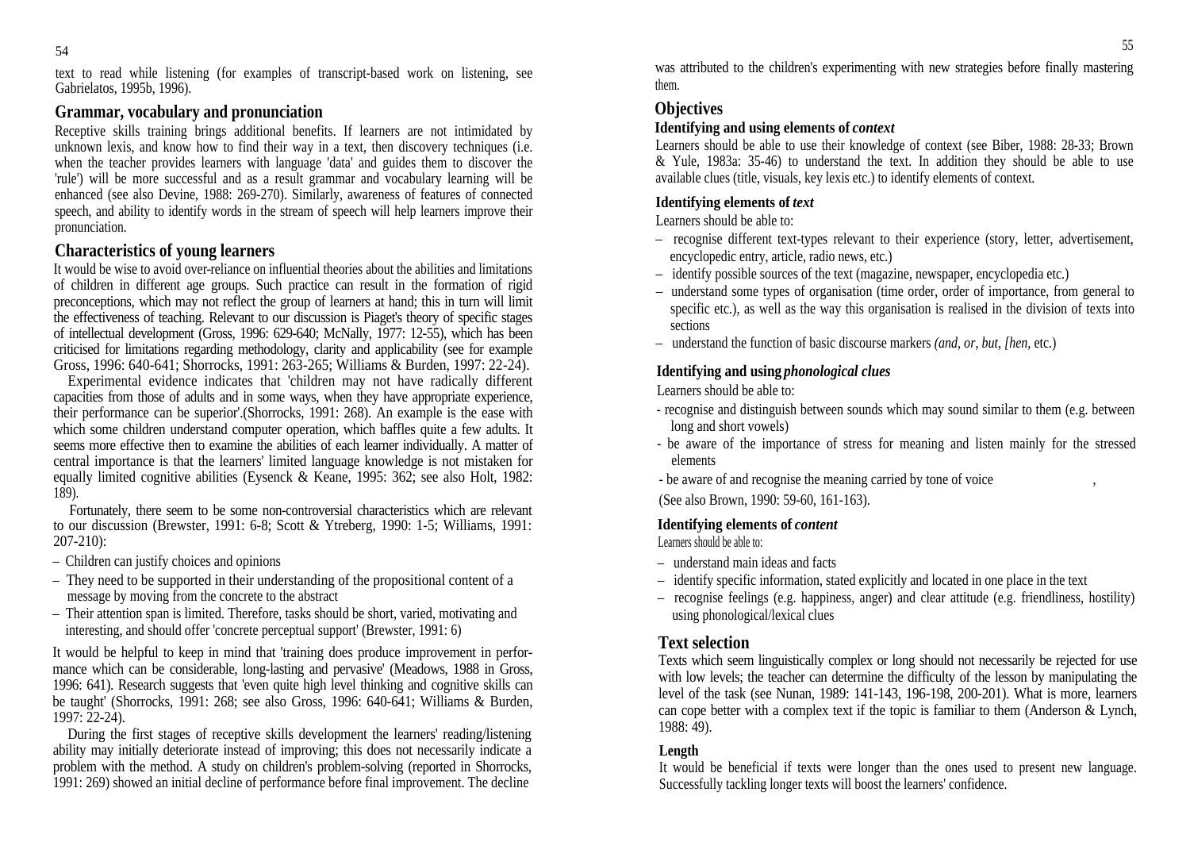text to read while listening (for examples of transcript-based work on listening, see Gabrielatos, 1995b, 1996).

## Grammar, vocabulary and pronunciation

Receptive skills training brings additional benefits. If learners are not intimidated by unknown lexis, and know how to find their way in a text, then discovery techniques (i.e. when the teacher provides learners with language 'data' and guides them to discover the 'rule') will be more successful and as a result grammar and vocabulary learning will be enhanced (see also Devine, 1988: 269-270). Similarly, awareness of features of connected speech, and ability to identify words in the stream of speech will help learners improve their pronunciation.

## Characteristics of young learners

It would be wise to avoid over-reliance on influential theories about the abilities and limitations of children in different age groups. Such practice can result in the formation of rigid preconceptions, which may not reflect the group of learners at hand; this in turn will limit the effectiveness of teaching. Relevant to our discussion is Piaget's theory of specific stages of intellectual development (Gross, 1996: 629-640; McNally, 1977: 12-55), which has been criticised for limitations regarding methodology, clarity and applicability (see for example Gross, 1996: 640-641; Shorrocks, 1991: 263-265; Williams & Burden, 1997: 22-24).

Experimental evidence indicates that 'children may not have radically different capacities from those of adults and in some ways, when they have appropriate experience, their performance can be superior'.(Shorrocks, 1991: 268). An example is the ease with which some children understand computer operation, which baffles quite a few adults. It seems more effective then to examine the abilities of each learner individually. A matter of central importance is that the learners' limited language knowledge is not mistaken for equally limited cognitive abilities (Eysenck & Keane, 1995: 362; see also Holt, 1982: 189).

Fortunately, there seem to be some non-controversial characteristics which are relevant to our discussion (Brewster, 1991: 6-8; Scott & Ytreberg, 1990: 1-5; Williams, 1991: 207-210):

- Children can justify choices and opinions
- They need to be supported in their understanding of the propositional content of a message by moving from the concrete to the abstract
- Their attention span is limited. Therefore, tasks should be short, varied, motivating and interesting, and should offer 'concrete perceptual support' (Brewster, 1991: 6)

It would be helpful to keep in mind that 'training does produce improvement in performance which can be considerable, long-lasting and pervasive' (Meadows, 1988 in Gross, 1996: 641). Research suggests that 'even quite high level thinking and cognitive skills can be taught' (Shorrocks, 1991: 268; see also Gross, 1996: 640-641; Williams & Burden, 1997: 22-24).

During the first stages of receptive skills development the learners' reading/listening ability may initially deteriorate instead of improving; this does not necessarily indicate a problem with the method. A study on children's problem-solving (reported in Shorrocks, 1991: 269) showed an initial decline of performance before final improvement. The decline was attributed to the children's experimenting with new strategies before finally mastering them.

## Objectives

### Identifying and using elements of *context*

Learners should be able to use their knowledge of context (see Biber, 1988: 28-33; Brown & Yule, 1983a: 35-46) to understand the text. In addition they should be able to use available clues (title, visuals, key lexis etc.) to identify elements of context.

### Identifying elements of *text*

Learners should be able to:

- recognise different text-types relevant to their experience (story, letter, advertisement, encyclopedic entry, article, radio news, etc.)
- identify possible sources of the text (magazine, newspaper, encyclopedia etc.)
- understand some types of organisation (time order, order of importance, from general to specific etc.), as well as the way this organisation is realised in the division of texts into sections
- understand the function of basic discourse markers *(and, or, but, [hen,* etc.)

### Identifying and using *phonological clues*

Learners should be able to:

- recognise and distinguish between sounds which may sound similar to them (e.g. between long and short vowels)
- be aware of the importance of stress for meaning and listen mainly for the stressed elements
- be aware of and recognise the meaning carried by tone of voice ,

(See also Brown, 1990: 59-60, 161-163).

### Identifying elements of *content*

Learners should be able to:

- understand main ideas and facts
- identify specific information, stated explicitly and located in one place in the text
- recognise feelings (e.g. happiness, anger) and clear attitude (e.g. friendliness, hostility) using phonological/lexical clues

## Text selection

Texts which seem linguistically complex or long should not necessarily be rejected for use with low levels; the teacher can determine the difficulty of the lesson by manipulating the level of the task (see Nunan, 1989: 141-143, 196-198, 200-201). What is more, learners can cope better with a complex text if the topic is familiar to them (Anderson & Lynch, 1988: 49).

### Length

It would be beneficial if texts were longer than the ones used to present new language. Successfully tackling longer texts will boost the learners' confidence.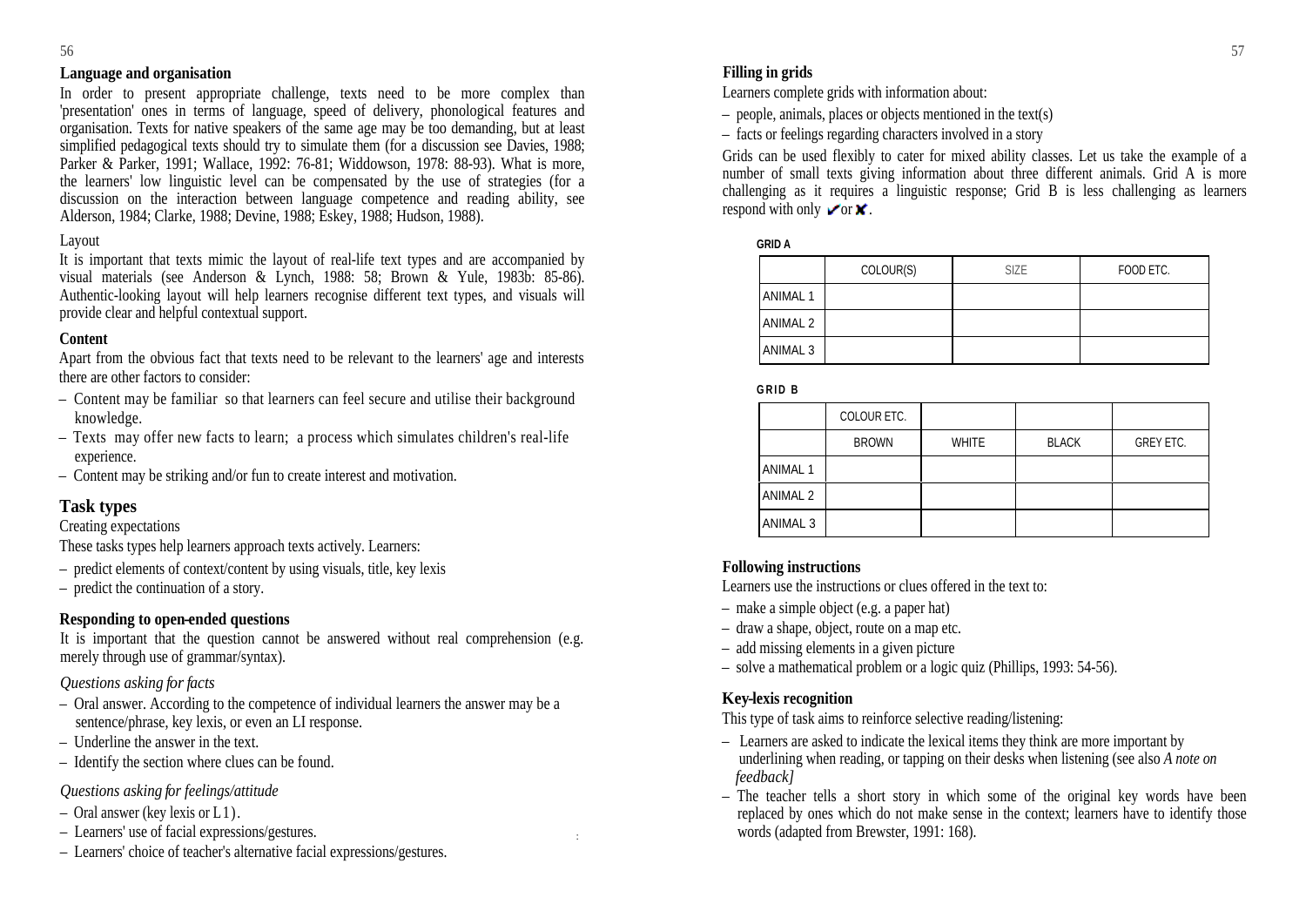**Language and organisation**

In order to present appropriate challenge, texts need to be more complex than 'presentation' ones in terms of language, speed of delivery, phonological features and organisation. Texts for native speakers of the same age may be too demanding, but at least simplified pedagogical texts should try to simulate them (for a discussion see Davies, 1988; Parker & Parker, 1991; Wallace, 1992: 76-81; Widdowson, 1978: 88-93). What is more, the learners' low linguistic level can be compensated by the use of strategies (for a discussion on the interaction between language competence and reading ability, see Alderson, 1984; Clarke, 1988; Devine, 1988; Eskey, 1988; Hudson, 1988).

Layout

It is important that texts mimic the layout of real-life text types and are accompanied by visual materials (see Anderson & Lynch, 1988: 58; Brown & Yule, 1983b: 85-86). Authentic-looking layout will help learners recognise different text types, and visuals will provide clear and helpful contextual support.

**Content**

Apart from the obvious fact that texts need to be relevant to the learners' age and interests there are other factors to consider:

– Content may be familiar so that learners can feel secure and utilise their background knowledge.
– Texts may offer new facts to learn; a process which simulates children's real-life experience.
– Content may be striking and/or fun to create interest and motivation.

## Task types

Creating expectations

These tasks types help learners approach texts actively. Learners:

– predict elements of context/content by using visuals, title, key lexis
– predict the continuation of a story.

**Responding to open-ended questions**

It is important that the question cannot be answered without real comprehension (e.g. merely through use of grammar/syntax).

*Questions asking for facts*

– Oral answer. According to the competence of individual learners the answer may be a sentence/phrase, key lexis, or even an LI response.
– Underline the answer in the text.
– Identify the section where clues can be found.

*Questions asking for feelings/attitude*

– Oral answer (key lexis or L1).
– Learners' use of facial expressions/gestures.
– Learners' choice of teacher's alternative facial expressions/gestures.

**Filling in grids**

Learners complete grids with information about:

– people, animals, places or objects mentioned in the text(s)
– facts or feelings regarding characters involved in a story

Grids can be used flexibly to cater for mixed ability classes. Let us take the example of a number of small texts giving information about three different animals. Grid A is more challenging as it requires a linguistic response; Grid B is less challenging as learners respond with only ✔ or ✘.

**GRID A**

| | COLOUR(S) | SIZE | FOOD ETC. |
|---|---|---|---|
| ANIMAL 1 | | | |
| ANIMAL 2 | | | |
| ANIMAL 3 | | | |

**GRID B**

| | COLOUR ETC. | | | |
|---|---|---|---|---|
| | BROWN | WHITE | BLACK | GREY ETC. |
| ANIMAL 1 | | | | |
| ANIMAL 2 | | | | |
| ANIMAL 3 | | | | |

**Following instructions**

Learners use the instructions or clues offered in the text to:

– make a simple object (e.g. a paper hat)
– draw a shape, object, route on a map etc.
– add missing elements in a given picture
– solve a mathematical problem or a logic quiz (Phillips, 1993: 54-56).

**Key-lexis recognition**

This type of task aims to reinforce selective reading/listening:

– Learners are asked to indicate the lexical items they think are more important by underlining when reading, or tapping on their desks when listening (see also *A note on feedback]*
– The teacher tells a short story in which some of the original key words have been replaced by ones which do not make sense in the context; learners have to identify those words (adapted from Brewster, 1991: 168).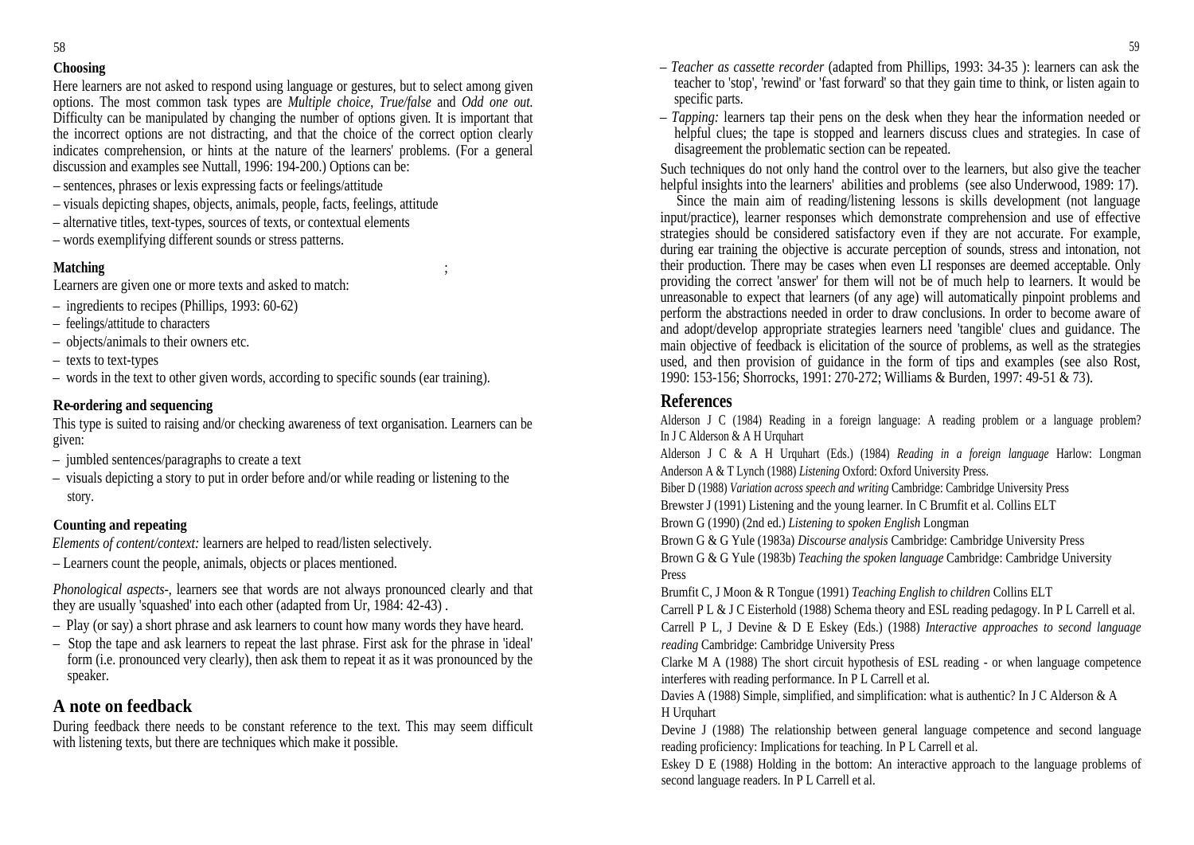**Choosing**

Here learners are not asked to respond using language or gestures, but to select among given options. The most common task types are *Multiple choice*, *True/false* and *Odd one out.* Difficulty can be manipulated by changing the number of options given. It is important that the incorrect options are not distracting, and that the choice of the correct option clearly indicates comprehension, or hints at the nature of the learners' problems. (For a general discussion and examples see Nuttall, 1996: 194-200.) Options can be:

– sentences, phrases or lexis expressing facts or feelings/attitude
– visuals depicting shapes, objects, animals, people, facts, feelings, attitude
– alternative titles, text-types, sources of texts, or contextual elements
– words exemplifying different sounds or stress patterns.

**Matching**

Learners are given one or more texts and asked to match:

– ingredients to recipes (Phillips, 1993: 60-62)
– feelings/attitude to characters
– objects/animals to their owners etc.
– texts to text-types
– words in the text to other given words, according to specific sounds (ear training).

**Re-ordering and sequencing**

This type is suited to raising and/or checking awareness of text organisation. Learners can be given:

– jumbled sentences/paragraphs to create a text
– visuals depicting a story to put in order before and/or while reading or listening to the story.

**Counting and repeating**

*Elements of content/context:* learners are helped to read/listen selectively.

– Learners count the people, animals, objects or places mentioned.

*Phonological aspects-*, learners see that words are not always pronounced clearly and that they are usually 'squashed' into each other (adapted from Ur, 1984: 42-43) .

– Play (or say) a short phrase and ask learners to count how many words they have heard.
– Stop the tape and ask learners to repeat the last phrase. First ask for the phrase in 'ideal' form (i.e. pronounced very clearly), then ask them to repeat it as it was pronounced by the speaker.

## A note on feedback

During feedback there needs to be constant reference to the text. This may seem difficult with listening texts, but there are techniques which make it possible.

– *Teacher as cassette recorder* (adapted from Phillips, 1993: 34-35 ): learners can ask the teacher to 'stop', 'rewind' or 'fast forward' so that they gain time to think, or listen again to specific parts.
– *Tapping:* learners tap their pens on the desk when they hear the information needed or helpful clues; the tape is stopped and learners discuss clues and strategies. In case of disagreement the problematic section can be repeated.

Such techniques do not only hand the control over to the learners, but also give the teacher helpful insights into the learners' abilities and problems (see also Underwood, 1989: 17).

Since the main aim of reading/listening lessons is skills development (not language input/practice), learner responses which demonstrate comprehension and use of effective strategies should be considered satisfactory even if they are not accurate. For example, during ear training the objective is accurate perception of sounds, stress and intonation, not their production. There may be cases when even LI responses are deemed acceptable. Only providing the correct 'answer' for them will not be of much help to learners. It would be unreasonable to expect that learners (of any age) will automatically pinpoint problems and perform the abstractions needed in order to draw conclusions. In order to become aware of and adopt/develop appropriate strategies learners need 'tangible' clues and guidance. The main objective of feedback is elicitation of the source of problems, as well as the strategies used, and then provision of guidance in the form of tips and examples (see also Rost, 1990: 153-156; Shorrocks, 1991: 270-272; Williams & Burden, 1997: 49-51 & 73).

## References

Alderson J C (1984) Reading in a foreign language: A reading problem or a language problem? In J C Alderson & A H Urquhart

Alderson J C & A H Urquhart (Eds.) (1984) *Reading in a foreign language* Harlow: Longman

Anderson A & T Lynch (1988) *Listening* Oxford: Oxford University Press.

Biber D (1988) *Variation across speech and writing* Cambridge: Cambridge University Press

Brewster J (1991) Listening and the young learner. In C Brumfit et al. Collins ELT

Brown G (1990) (2nd ed.) *Listening to spoken English* Longman

Brown G & G Yule (1983a) *Discourse analysis* Cambridge: Cambridge University Press

Brown G & G Yule (1983b) *Teaching the spoken language* Cambridge: Cambridge University Press

Brumfit C, J Moon & R Tongue (1991) *Teaching English to children* Collins ELT

Carrell P L & J C Eisterhold (1988) Schema theory and ESL reading pedagogy. In P L Carrell et al.

Carrell P L, J Devine & D E Eskey (Eds.) (1988) *Interactive approaches to second language reading* Cambridge: Cambridge University Press

Clarke M A (1988) The short circuit hypothesis of ESL reading - or when language competence interferes with reading performance. In P L Carrell et al.

Davies A (1988) Simple, simplified, and simplification: what is authentic? In J C Alderson & A H Urquhart

Devine J (1988) The relationship between general language competence and second language reading proficiency: Implications for teaching. In P L Carrell et al.

Eskey D E (1988) Holding in the bottom: An interactive approach to the language problems of second language readers. In P L Carrell et al.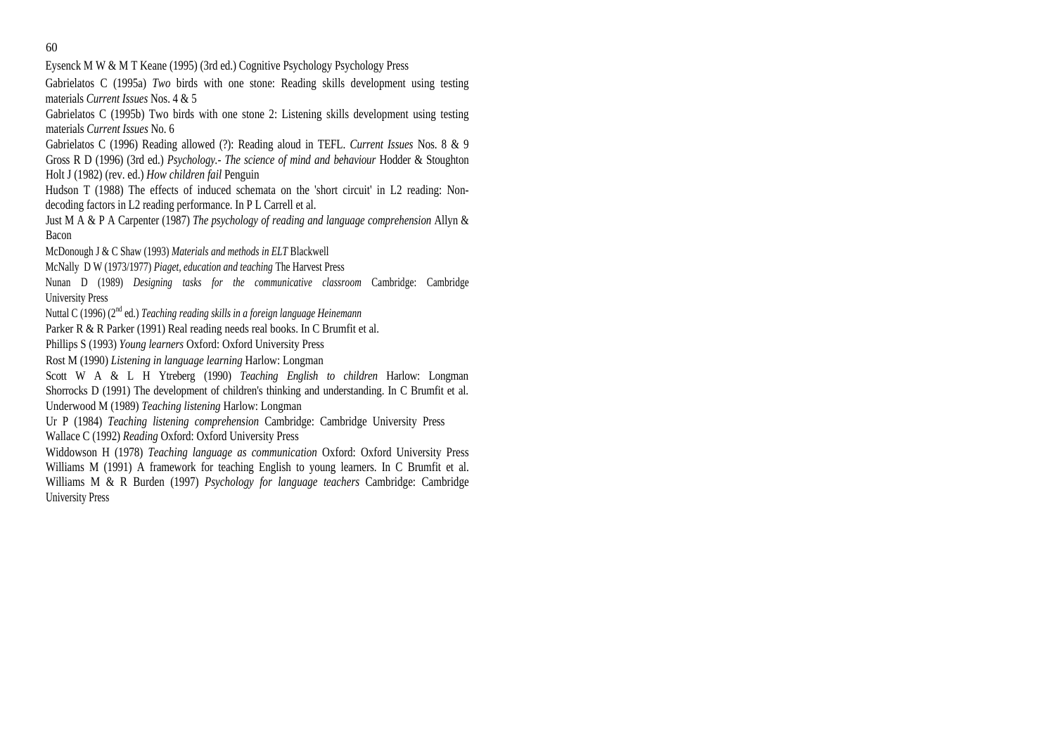Eysenck M W & M T Keane (1995) (3rd ed.) Cognitive Psychology Psychology Press

Gabrielatos C (1995a) *Two* birds with one stone: Reading skills development using testing materials *Current Issues* Nos. 4 & 5

Gabrielatos C (1995b) Two birds with one stone 2: Listening skills development using testing materials *Current Issues* No. 6

Gabrielatos C (1996) Reading allowed (?): Reading aloud in TEFL. *Current Issues* Nos. 8 & 9

Gross R D (1996) (3rd ed.) *Psychology.- The science of mind and behaviour* Hodder & Stoughton

Holt J (1982) (rev. ed.) *How children fail* Penguin

Hudson T (1988) The effects of induced schemata on the 'short circuit' in L2 reading: Non-decoding factors in L2 reading performance. In P L Carrell et al.

Just M A & P A Carpenter (1987) *The psychology of reading and language comprehension* Allyn & Bacon

McDonough J & C Shaw (1993) *Materials and methods in ELT* Blackwell

McNally D W (1973/1977) *Piaget, education and teaching* The Harvest Press

Nunan D (1989) *Designing tasks for the communicative classroom* Cambridge: Cambridge University Press

Nuttal C (1996) (2nd ed.) *Teaching reading skills in a foreign language Heinemann*

Parker R & R Parker (1991) Real reading needs real books. In C Brumfit et al.

Phillips S (1993) *Young learners* Oxford: Oxford University Press

Rost M (1990) *Listening in language learning* Harlow: Longman

Scott W A & L H Ytreberg (1990) *Teaching English to children* Harlow: Longman

Shorrocks D (1991) The development of children's thinking and understanding. In C Brumfit et al.

Underwood M (1989) *Teaching listening* Harlow: Longman

Ur P (1984) *Teaching listening comprehension* Cambridge: Cambridge University Press

Wallace C (1992) *Reading* Oxford: Oxford University Press

Widdowson H (1978) *Teaching language as communication* Oxford: Oxford University Press

Williams M (1991) A framework for teaching English to young learners. In C Brumfit et al.

Williams M & R Burden (1997) *Psychology for language teachers* Cambridge: Cambridge University Press